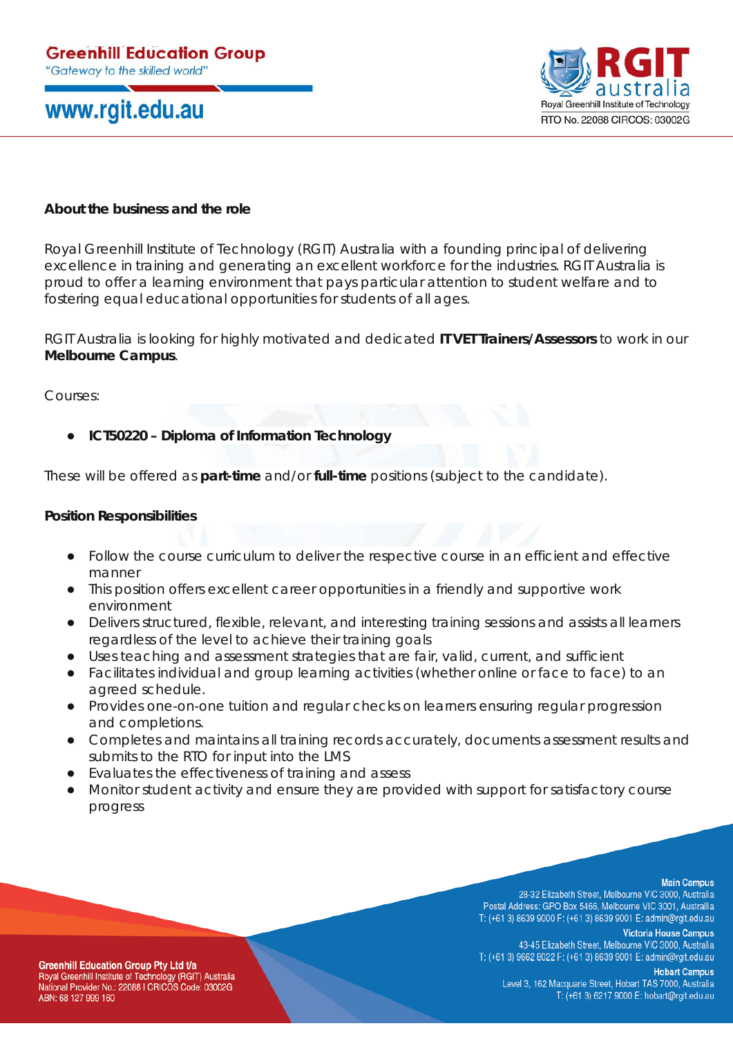**About the business and the role**

Royal Greenhill Institute of Technology (RGIT) Australia with a founding principal of delivering excellence in training and generating an excellent workforce for the industries. RGIT Australia is proud to offer a learning environment that pays particular attention to student welfare and to fostering equal educational opportunities for students of all ages.

RGIT Australia is looking for highly motivated and dedicated **IT VET Trainers/Assessors** to work in our **Melbourne Campus**.

Courses:

- **ICT50220 – Diploma of Information Technology**

These will be offered as **part-time** and/or **full-time** positions (subject to the candidate).

**Position Responsibilities**

- Follow the course curriculum to deliver the respective course in an efficient and effective manner
- This position offers excellent career opportunities in a friendly and supportive work environment
- Delivers structured, flexible, relevant, and interesting training sessions and assists all learners regardless of the level to achieve their training goals
- Uses teaching and assessment strategies that are fair, valid, current, and sufficient
- Facilitates individual and group learning activities (whether online or face to face) to an agreed schedule.
- Provides one-on-one tuition and regular checks on learners ensuring regular progression and completions.
- Completes and maintains all training records accurately, documents assessment results and submits to the RTO for input into the LMS
- Evaluates the effectiveness of training and assess
- Monitor student activity and ensure they are provided with support for satisfactory course progress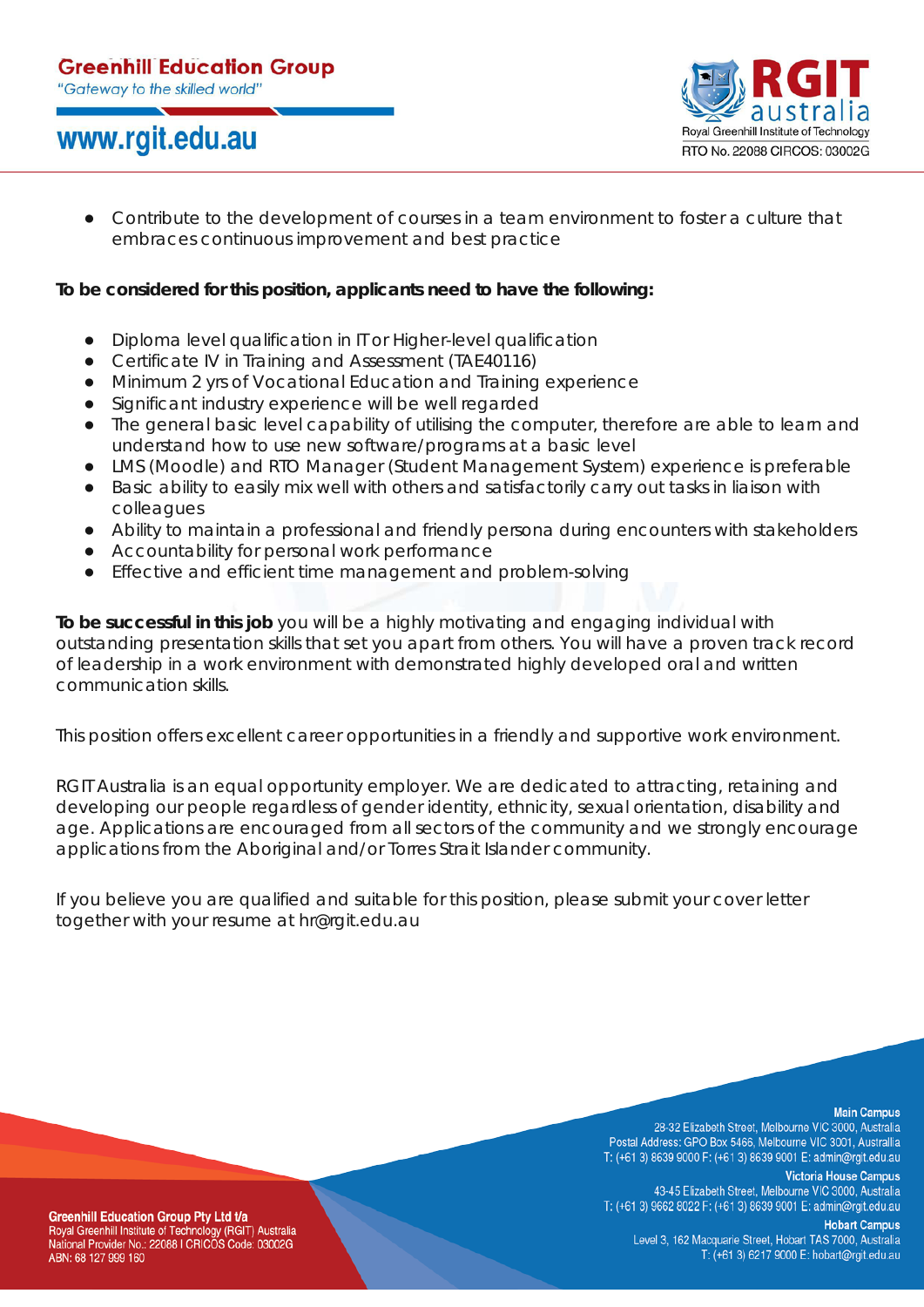- Contribute to the development of courses in a team environment to foster a culture that embraces continuous improvement and best practice

**To be considered for this position, applicants need to have the following:**

- Diploma level qualification in IT or Higher-level qualification
- Certificate IV in Training and Assessment (TAE40116)
- Minimum 2 yrs of Vocational Education and Training experience
- Significant industry experience will be well regarded
- The general basic level capability of utilising the computer, therefore are able to learn and understand how to use new software/programs at a basic level
- LMS (Moodle) and RTO Manager (Student Management System) experience is preferable
- Basic ability to easily mix well with others and satisfactorily carry out tasks in liaison with colleagues
- Ability to maintain a professional and friendly persona during encounters with stakeholders
- Accountability for personal work performance
- Effective and efficient time management and problem-solving

**To be successful in this job** you will be a highly motivating and engaging individual with outstanding presentation skills that set you apart from others. You will have a proven track record of leadership in a work environment with demonstrated highly developed oral and written communication skills.

This position offers excellent career opportunities in a friendly and supportive work environment.

RGIT Australia is an equal opportunity employer. We are dedicated to attracting, retaining and developing our people regardless of gender identity, ethnicity, sexual orientation, disability and age. Applications are encouraged from all sectors of the community and we strongly encourage applications from the Aboriginal and/or Torres Strait Islander community.

If you believe you are qualified and suitable for this position, please submit your cover letter together with your resume at hr@rgit.edu.au